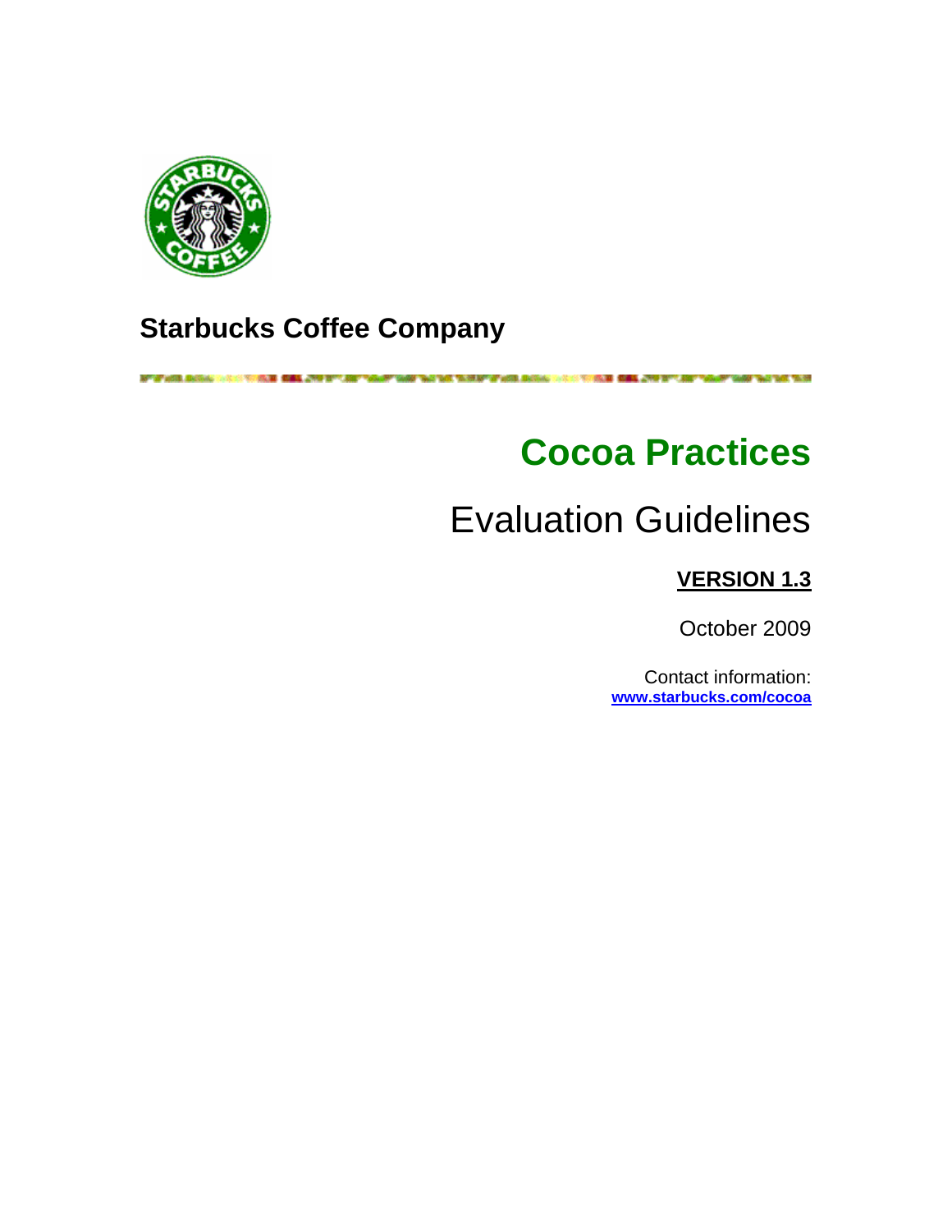**Starbucks Coffee Company**

# Cocoa Practices

## Evaluation Guidelines

**VERSION 1.3**

October 2009

Contact information:
**www.starbucks.com/cocoa**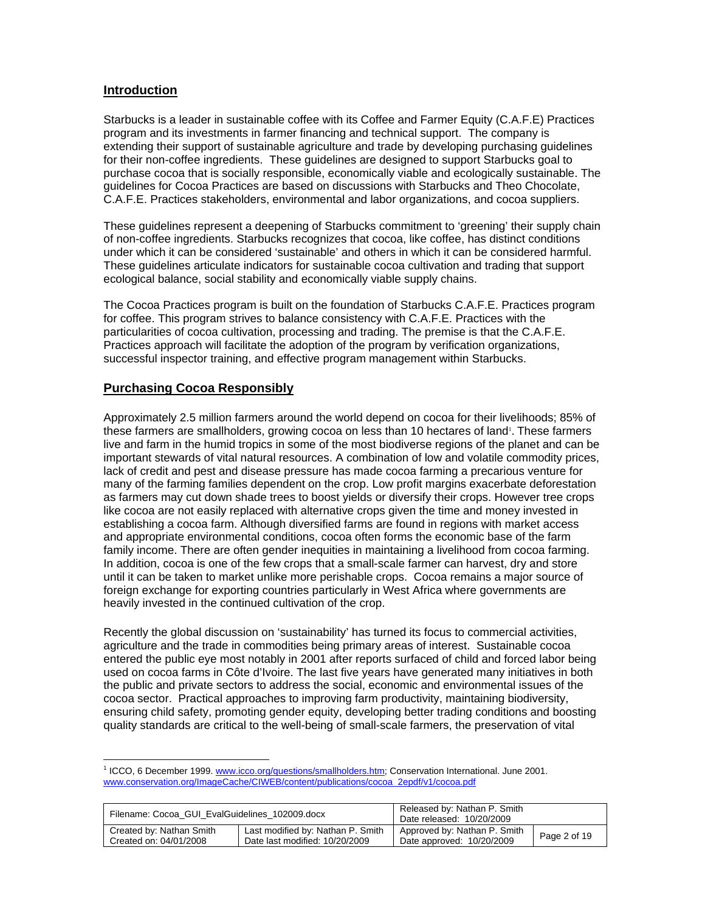## Introduction

Starbucks is a leader in sustainable coffee with its Coffee and Farmer Equity (C.A.F.E) Practices program and its investments in farmer financing and technical support. The company is extending their support of sustainable agriculture and trade by developing purchasing guidelines for their non-coffee ingredients. These guidelines are designed to support Starbucks goal to purchase cocoa that is socially responsible, economically viable and ecologically sustainable. The guidelines for Cocoa Practices are based on discussions with Starbucks and Theo Chocolate, C.A.F.E. Practices stakeholders, environmental and labor organizations, and cocoa suppliers.

These guidelines represent a deepening of Starbucks commitment to 'greening' their supply chain of non-coffee ingredients. Starbucks recognizes that cocoa, like coffee, has distinct conditions under which it can be considered 'sustainable' and others in which it can be considered harmful. These guidelines articulate indicators for sustainable cocoa cultivation and trading that support ecological balance, social stability and economically viable supply chains.

The Cocoa Practices program is built on the foundation of Starbucks C.A.F.E. Practices program for coffee. This program strives to balance consistency with C.A.F.E. Practices with the particularities of cocoa cultivation, processing and trading. The premise is that the C.A.F.E. Practices approach will facilitate the adoption of the program by verification organizations, successful inspector training, and effective program management within Starbucks.

## Purchasing Cocoa Responsibly

Approximately 2.5 million farmers around the world depend on cocoa for their livelihoods; 85% of these farmers are smallholders, growing cocoa on less than 10 hectares of land[1]. These farmers live and farm in the humid tropics in some of the most biodiverse regions of the planet and can be important stewards of vital natural resources. A combination of low and volatile commodity prices, lack of credit and pest and disease pressure has made cocoa farming a precarious venture for many of the farming families dependent on the crop. Low profit margins exacerbate deforestation as farmers may cut down shade trees to boost yields or diversify their crops. However tree crops like cocoa are not easily replaced with alternative crops given the time and money invested in establishing a cocoa farm. Although diversified farms are found in regions with market access and appropriate environmental conditions, cocoa often forms the economic base of the farm family income. There are often gender inequities in maintaining a livelihood from cocoa farming. In addition, cocoa is one of the few crops that a small-scale farmer can harvest, dry and store until it can be taken to market unlike more perishable crops. Cocoa remains a major source of foreign exchange for exporting countries particularly in West Africa where governments are heavily invested in the continued cultivation of the crop.

Recently the global discussion on 'sustainability' has turned its focus to commercial activities, agriculture and the trade in commodities being primary areas of interest. Sustainable cocoa entered the public eye most notably in 2001 after reports surfaced of child and forced labor being used on cocoa farms in Côte d'Ivoire. The last five years have generated many initiatives in both the public and private sectors to address the social, economic and environmental issues of the cocoa sector. Practical approaches to improving farm productivity, maintaining biodiversity, ensuring child safety, promoting gender equity, developing better trading conditions and boosting quality standards are critical to the well-being of small-scale farmers, the preservation of vital

---

[1] ICCO, 6 December 1999. www.icco.org/questions/smallholders.htm; Conservation International. June 2001. www.conservation.org/ImageCache/CIWEB/content/publications/cocoa_2epdf/v1/cocoa.pdf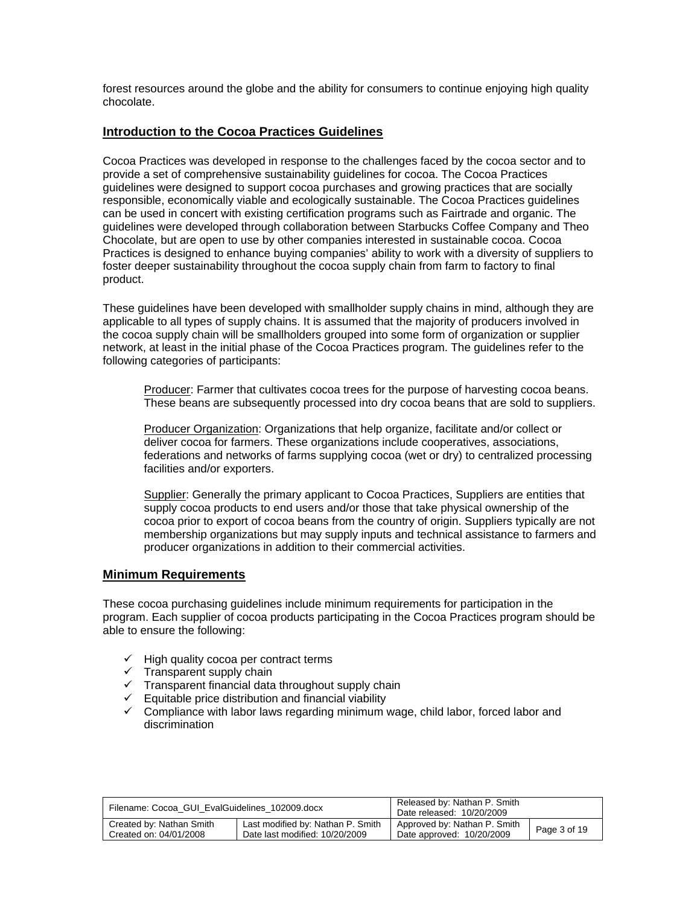forest resources around the globe and the ability for consumers to continue enjoying high quality chocolate.

## Introduction to the Cocoa Practices Guidelines

Cocoa Practices was developed in response to the challenges faced by the cocoa sector and to provide a set of comprehensive sustainability guidelines for cocoa. The Cocoa Practices guidelines were designed to support cocoa purchases and growing practices that are socially responsible, economically viable and ecologically sustainable. The Cocoa Practices guidelines can be used in concert with existing certification programs such as Fairtrade and organic. The guidelines were developed through collaboration between Starbucks Coffee Company and Theo Chocolate, but are open to use by other companies interested in sustainable cocoa. Cocoa Practices is designed to enhance buying companies' ability to work with a diversity of suppliers to foster deeper sustainability throughout the cocoa supply chain from farm to factory to final product.

These guidelines have been developed with smallholder supply chains in mind, although they are applicable to all types of supply chains. It is assumed that the majority of producers involved in the cocoa supply chain will be smallholders grouped into some form of organization or supplier network, at least in the initial phase of the Cocoa Practices program. The guidelines refer to the following categories of participants:

> Producer: Farmer that cultivates cocoa trees for the purpose of harvesting cocoa beans. These beans are subsequently processed into dry cocoa beans that are sold to suppliers.
>
> Producer Organization: Organizations that help organize, facilitate and/or collect or deliver cocoa for farmers. These organizations include cooperatives, associations, federations and networks of farms supplying cocoa (wet or dry) to centralized processing facilities and/or exporters.
>
> Supplier: Generally the primary applicant to Cocoa Practices, Suppliers are entities that supply cocoa products to end users and/or those that take physical ownership of the cocoa prior to export of cocoa beans from the country of origin. Suppliers typically are not membership organizations but may supply inputs and technical assistance to farmers and producer organizations in addition to their commercial activities.

## Minimum Requirements

These cocoa purchasing guidelines include minimum requirements for participation in the program. Each supplier of cocoa products participating in the Cocoa Practices program should be able to ensure the following:

- ✓ High quality cocoa per contract terms
- ✓ Transparent supply chain
- ✓ Transparent financial data throughout supply chain
- ✓ Equitable price distribution and financial viability
- ✓ Compliance with labor laws regarding minimum wage, child labor, forced labor and discrimination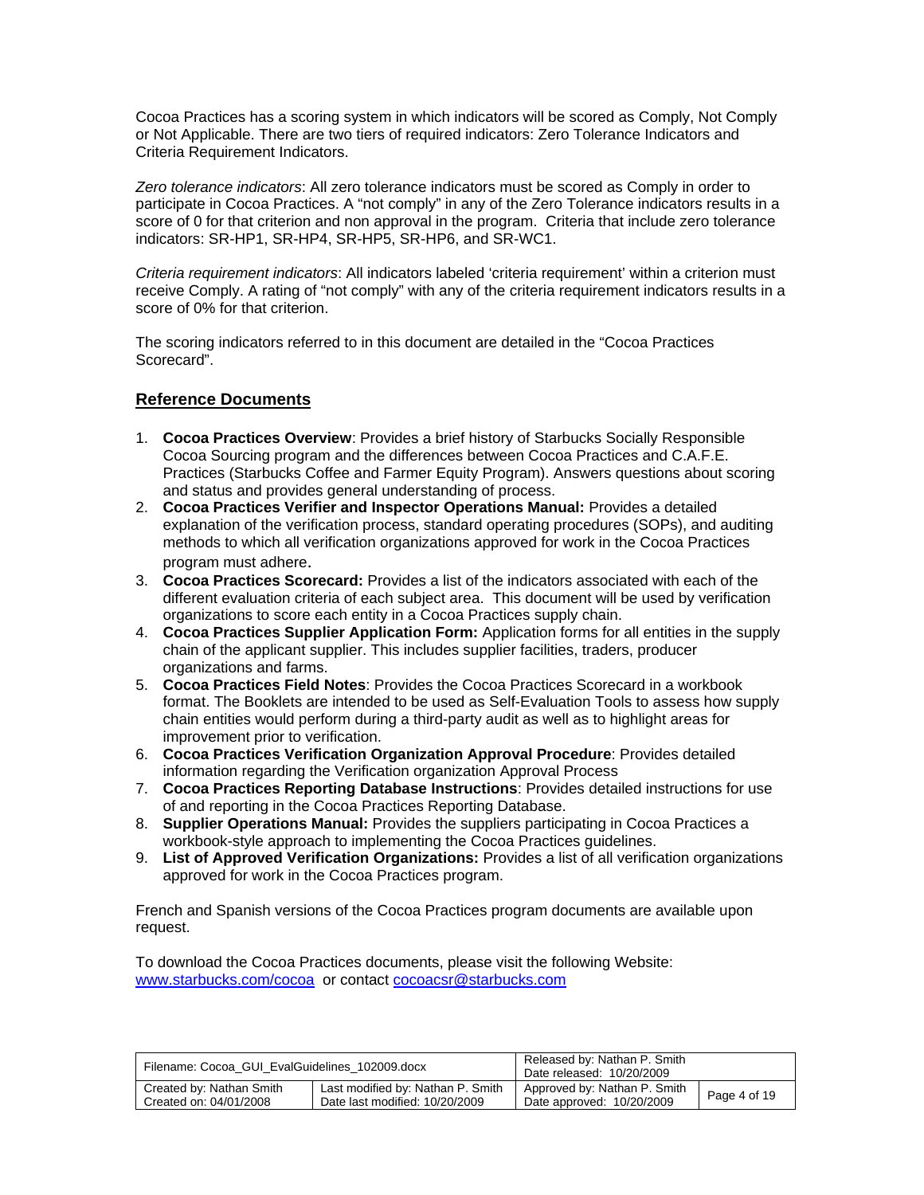Cocoa Practices has a scoring system in which indicators will be scored as Comply, Not Comply or Not Applicable. There are two tiers of required indicators: Zero Tolerance Indicators and Criteria Requirement Indicators.

*Zero tolerance indicators*: All zero tolerance indicators must be scored as Comply in order to participate in Cocoa Practices. A "not comply" in any of the Zero Tolerance indicators results in a score of 0 for that criterion and non approval in the program. Criteria that include zero tolerance indicators: SR-HP1, SR-HP4, SR-HP5, SR-HP6, and SR-WC1.

*Criteria requirement indicators*: All indicators labeled 'criteria requirement' within a criterion must receive Comply. A rating of "not comply" with any of the criteria requirement indicators results in a score of 0% for that criterion.

The scoring indicators referred to in this document are detailed in the "Cocoa Practices Scorecard".

## Reference Documents

1. **Cocoa Practices Overview**: Provides a brief history of Starbucks Socially Responsible Cocoa Sourcing program and the differences between Cocoa Practices and C.A.F.E. Practices (Starbucks Coffee and Farmer Equity Program). Answers questions about scoring and status and provides general understanding of process.
2. **Cocoa Practices Verifier and Inspector Operations Manual:** Provides a detailed explanation of the verification process, standard operating procedures (SOPs), and auditing methods to which all verification organizations approved for work in the Cocoa Practices program must adhere.
3. **Cocoa Practices Scorecard:** Provides a list of the indicators associated with each of the different evaluation criteria of each subject area. This document will be used by verification organizations to score each entity in a Cocoa Practices supply chain.
4. **Cocoa Practices Supplier Application Form:** Application forms for all entities in the supply chain of the applicant supplier. This includes supplier facilities, traders, producer organizations and farms.
5. **Cocoa Practices Field Notes**: Provides the Cocoa Practices Scorecard in a workbook format. The Booklets are intended to be used as Self-Evaluation Tools to assess how supply chain entities would perform during a third-party audit as well as to highlight areas for improvement prior to verification.
6. **Cocoa Practices Verification Organization Approval Procedure**: Provides detailed information regarding the Verification organization Approval Process
7. **Cocoa Practices Reporting Database Instructions**: Provides detailed instructions for use of and reporting in the Cocoa Practices Reporting Database.
8. **Supplier Operations Manual:** Provides the suppliers participating in Cocoa Practices a workbook-style approach to implementing the Cocoa Practices guidelines.
9. **List of Approved Verification Organizations:** Provides a list of all verification organizations approved for work in the Cocoa Practices program.

French and Spanish versions of the Cocoa Practices program documents are available upon request.

To download the Cocoa Practices documents, please visit the following Website: www.starbucks.com/cocoa or contact cocoacsr@starbucks.com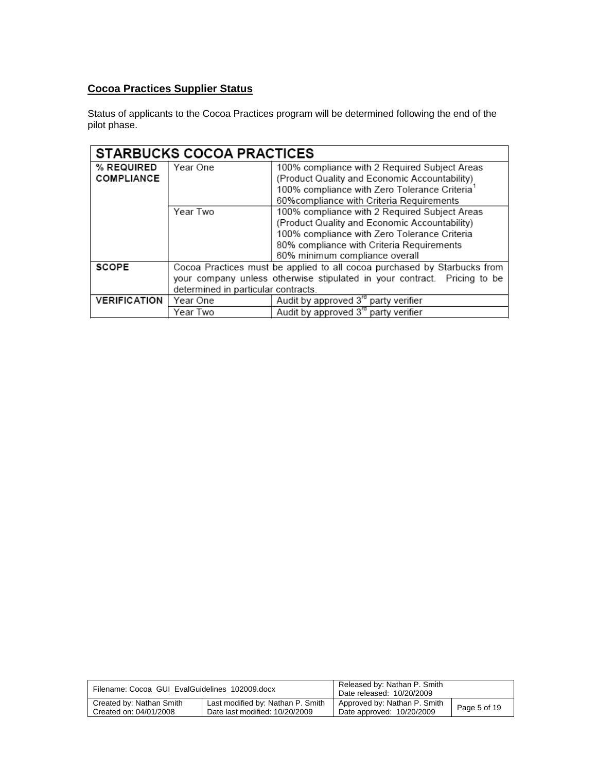## Cocoa Practices Supplier Status

Status of applicants to the Cocoa Practices program will be determined following the end of the pilot phase.

| STARBUCKS COCOA PRACTICES | | |
|---|---|---|
| **% REQUIRED COMPLIANCE** | Year One | 100% compliance with 2 Required Subject Areas (Product Quality and Economic Accountability)<br>100% compliance with Zero Tolerance Criteria[1]<br>60%compliance with Criteria Requirements |
| | Year Two | 100% compliance with 2 Required Subject Areas (Product Quality and Economic Accountability)<br>100% compliance with Zero Tolerance Criteria<br>80% compliance with Criteria Requirements<br>60% minimum compliance overall |
| **SCOPE** | Cocoa Practices must be applied to all cocoa purchased by Starbucks from your company unless otherwise stipulated in your contract. Pricing to be determined in particular contracts. | |
| **VERIFICATION** | Year One | Audit by approved 3rd party verifier |
| | Year Two | Audit by approved 3rd party verifier |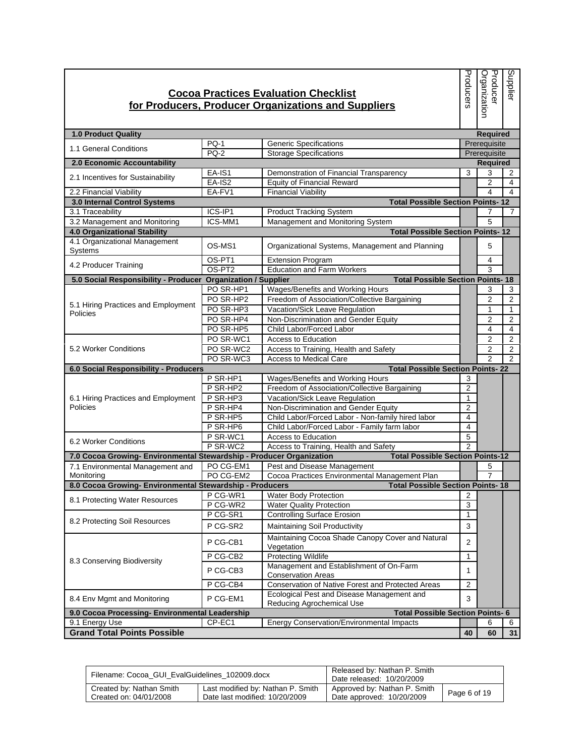## Cocoa Practices Evaluation Checklist for Producers, Producer Organizations and Suppliers

| Category | Code | Criterion | Producers | Producer Organization | Supplier |
|---|---|---|---|---|---|
| **1.0 Product Quality** | | | **Required** | | |
| 1.1 General Conditions | PQ-1 | Generic Specifications | Prerequisite | | |
| | PQ-2 | Storage Specifications | Prerequisite | | |
| **2.0 Economic Accountability** | | | **Required** | | |
| 2.1 Incentives for Sustainability | EA-IS1 | Demonstration of Financial Transparency | 3 | 3 | 2 |
| | EA-IS2 | Equity of Financial Reward | | 2 | 4 |
| 2.2 Financial Viability | EA-FV1 | Financial Viability | | 4 | 4 |
| **3.0 Internal Control Systems** | | **Total Possible Section Points- 12** | | | |
| 3.1 Traceability | ICS-IP1 | Product Tracking System | | 7 | 7 |
| 3.2 Management and Monitoring | ICS-MM1 | Management and Monitoring System | | 5 | |
| **4.0 Organizational Stability** | | **Total Possible Section Points- 12** | | | |
| 4.1 Organizational Management Systems | OS-MS1 | Organizational Systems, Management and Planning | | 5 | |
| 4.2 Producer Training | OS-PT1 | Extension Program | | 4 | |
| | OS-PT2 | Education and Farm Workers | | 3 | |
| **5.0 Social Responsibility - Producer Organization / Supplier** | | **Total Possible Section Points- 18** | | | |
| 5.1 Hiring Practices and Employment Policies | PO SR-HP1 | Wages/Benefits and Working Hours | | 3 | 3 |
| | PO SR-HP2 | Freedom of Association/Collective Bargaining | | 2 | 2 |
| | PO SR-HP3 | Vacation/Sick Leave Regulation | | 1 | 1 |
| | PO SR-HP4 | Non-Discrimination and Gender Equity | | 2 | 2 |
| | PO SR-HP5 | Child Labor/Forced Labor | | 4 | 4 |
| 5.2 Worker Conditions | PO SR-WC1 | Access to Education | | 2 | 2 |
| | PO SR-WC2 | Access to Training, Health and Safety | | 2 | 2 |
| | PO SR-WC3 | Access to Medical Care | | 2 | 2 |
| **6.0 Social Responsibility - Producers** | | **Total Possible Section Points- 22** | | | |
| 6.1 Hiring Practices and Employment Policies | P SR-HP1 | Wages/Benefits and Working Hours | 3 | | |
| | P SR-HP2 | Freedom of Association/Collective Bargaining | 2 | | |
| | P SR-HP3 | Vacation/Sick Leave Regulation | 1 | | |
| | P SR-HP4 | Non-Discrimination and Gender Equity | 2 | | |
| | P SR-HP5 | Child Labor/Forced Labor - Non-family hired labor | 4 | | |
| | P SR-HP6 | Child Labor/Forced Labor - Family farm labor | 4 | | |
| 6.2 Worker Conditions | P SR-WC1 | Access to Education | 5 | | |
| | P SR-WC2 | Access to Training, Health and Safety | 2 | | |
| **7.0 Cocoa Growing- Environmental Stewardship - Producer Organization** | | **Total Possible Section Points-12** | | | |
| 7.1 Environmental Management and Monitoring | PO CG-EM1 | Pest and Disease Management | | 5 | |
| | PO CG-EM2 | Cocoa Practices Environmental Management Plan | | 7 | |
| **8.0 Cocoa Growing- Environmental Stewardship - Producers** | | **Total Possible Section Points- 18** | | | |
| 8.1 Protecting Water Resources | P CG-WR1 | Water Body Protection | 2 | | |
| | P CG-WR2 | Water Quality Protection | 3 | | |
| 8.2 Protecting Soil Resources | P CG-SR1 | Controlling Surface Erosion | 1 | | |
| | P CG-SR2 | Maintaining Soil Productivity | 3 | | |
| 8.3 Conserving Biodiversity | P CG-CB1 | Maintaining Cocoa Shade Canopy Cover and Natural Vegetation | 2 | | |
| | P CG-CB2 | Protecting Wildlife | 1 | | |
| | P CG-CB3 | Management and Establishment of On-Farm Conservation Areas | 1 | | |
| | P CG-CB4 | Conservation of Native Forest and Protected Areas | 2 | | |
| 8.4 Env Mgmt and Monitoring | P CG-EM1 | Ecological Pest and Disease Management and Reducing Agrochemical Use | 3 | | |
| **9.0 Cocoa Processing- Environmental Leadership** | | **Total Possible Section Points- 6** | | | |
| 9.1 Energy Use | CP-EC1 | Energy Conservation/Environmental Impacts | | 6 | 6 |
| **Grand Total Points Possible** | | | **40** | **60** | **31** |

| Filename: Cocoa_GUI_EvalGuidelines_102009.docx | | Released by: Nathan P. Smith<br>Date released: 10/20/2009 | |
|---|---|---|---|
| Created by: Nathan Smith<br>Created on: 04/01/2008 | Last modified by: Nathan P. Smith<br>Date last modified: 10/20/2009 | Approved by: Nathan P. Smith<br>Date approved: 10/20/2009 | |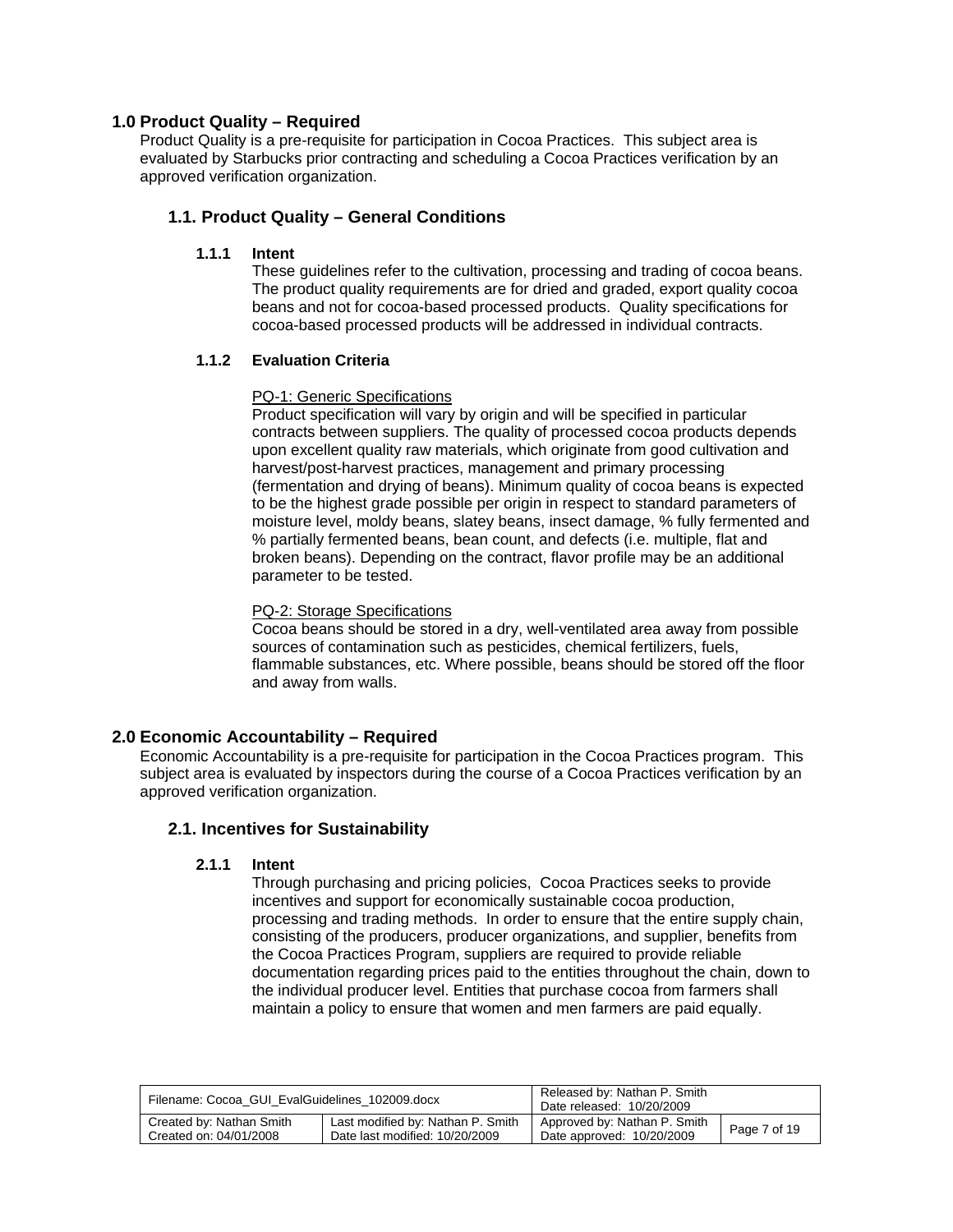## 1.0 Product Quality – Required

Product Quality is a pre-requisite for participation in Cocoa Practices. This subject area is evaluated by Starbucks prior contracting and scheduling a Cocoa Practices verification by an approved verification organization.

### 1.1. Product Quality – General Conditions

#### 1.1.1 Intent

These guidelines refer to the cultivation, processing and trading of cocoa beans. The product quality requirements are for dried and graded, export quality cocoa beans and not for cocoa-based processed products. Quality specifications for cocoa-based processed products will be addressed in individual contracts.

#### 1.1.2 Evaluation Criteria

PQ-1: Generic Specifications

Product specification will vary by origin and will be specified in particular contracts between suppliers. The quality of processed cocoa products depends upon excellent quality raw materials, which originate from good cultivation and harvest/post-harvest practices, management and primary processing (fermentation and drying of beans). Minimum quality of cocoa beans is expected to be the highest grade possible per origin in respect to standard parameters of moisture level, moldy beans, slatey beans, insect damage, % fully fermented and % partially fermented beans, bean count, and defects (i.e. multiple, flat and broken beans). Depending on the contract, flavor profile may be an additional parameter to be tested.

PQ-2: Storage Specifications

Cocoa beans should be stored in a dry, well-ventilated area away from possible sources of contamination such as pesticides, chemical fertilizers, fuels, flammable substances, etc. Where possible, beans should be stored off the floor and away from walls.

## 2.0 Economic Accountability – Required

Economic Accountability is a pre-requisite for participation in the Cocoa Practices program. This subject area is evaluated by inspectors during the course of a Cocoa Practices verification by an approved verification organization.

### 2.1. Incentives for Sustainability

#### 2.1.1 Intent

Through purchasing and pricing policies, Cocoa Practices seeks to provide incentives and support for economically sustainable cocoa production, processing and trading methods. In order to ensure that the entire supply chain, consisting of the producers, producer organizations, and supplier, benefits from the Cocoa Practices Program, suppliers are required to provide reliable documentation regarding prices paid to the entities throughout the chain, down to the individual producer level. Entities that purchase cocoa from farmers shall maintain a policy to ensure that women and men farmers are paid equally.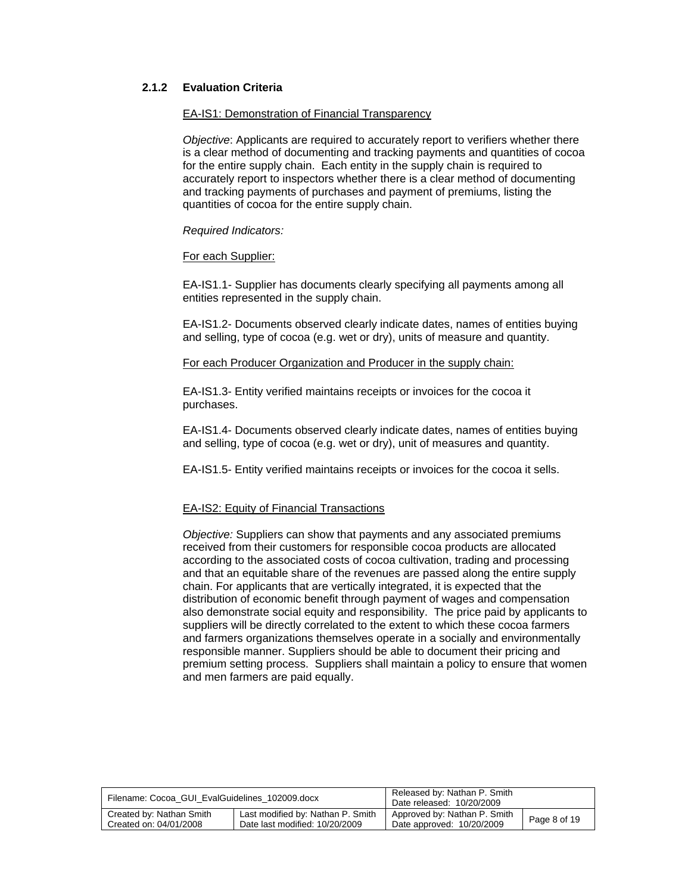### 2.1.2 Evaluation Criteria

EA-IS1: Demonstration of Financial Transparency

*Objective*: Applicants are required to accurately report to verifiers whether there is a clear method of documenting and tracking payments and quantities of cocoa for the entire supply chain. Each entity in the supply chain is required to accurately report to inspectors whether there is a clear method of documenting and tracking payments of purchases and payment of premiums, listing the quantities of cocoa for the entire supply chain.

*Required Indicators:*

For each Supplier:

EA-IS1.1- Supplier has documents clearly specifying all payments among all entities represented in the supply chain.

EA-IS1.2- Documents observed clearly indicate dates, names of entities buying and selling, type of cocoa (e.g. wet or dry), units of measure and quantity.

For each Producer Organization and Producer in the supply chain:

EA-IS1.3- Entity verified maintains receipts or invoices for the cocoa it purchases.

EA-IS1.4- Documents observed clearly indicate dates, names of entities buying and selling, type of cocoa (e.g. wet or dry), unit of measures and quantity.

EA-IS1.5- Entity verified maintains receipts or invoices for the cocoa it sells.

EA-IS2: Equity of Financial Transactions

*Objective:* Suppliers can show that payments and any associated premiums received from their customers for responsible cocoa products are allocated according to the associated costs of cocoa cultivation, trading and processing and that an equitable share of the revenues are passed along the entire supply chain. For applicants that are vertically integrated, it is expected that the distribution of economic benefit through payment of wages and compensation also demonstrate social equity and responsibility. The price paid by applicants to suppliers will be directly correlated to the extent to which these cocoa farmers and farmers organizations themselves operate in a socially and environmentally responsible manner. Suppliers should be able to document their pricing and premium setting process. Suppliers shall maintain a policy to ensure that women and men farmers are paid equally.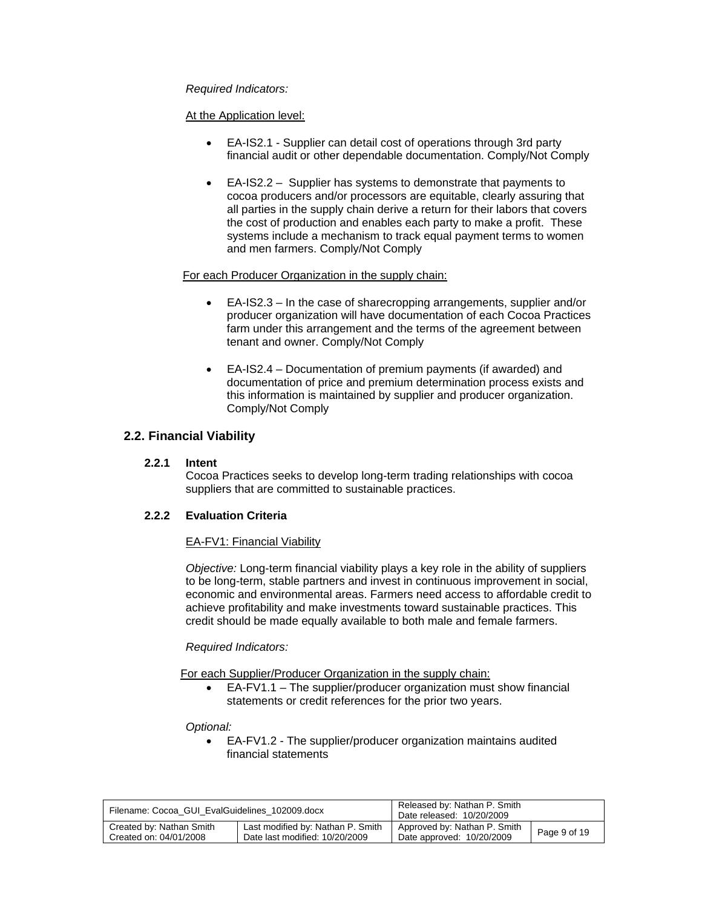*Required Indicators:*

At the Application level:

- EA-IS2.1 - Supplier can detail cost of operations through 3rd party financial audit or other dependable documentation. Comply/Not Comply

- EA-IS2.2 – Supplier has systems to demonstrate that payments to cocoa producers and/or processors are equitable, clearly assuring that all parties in the supply chain derive a return for their labors that covers the cost of production and enables each party to make a profit. These systems include a mechanism to track equal payment terms to women and men farmers. Comply/Not Comply

For each Producer Organization in the supply chain:

- EA-IS2.3 – In the case of sharecropping arrangements, supplier and/or producer organization will have documentation of each Cocoa Practices farm under this arrangement and the terms of the agreement between tenant and owner. Comply/Not Comply

- EA-IS2.4 – Documentation of premium payments (if awarded) and documentation of price and premium determination process exists and this information is maintained by supplier and producer organization. Comply/Not Comply

## 2.2. Financial Viability

### 2.2.1 Intent

Cocoa Practices seeks to develop long-term trading relationships with cocoa suppliers that are committed to sustainable practices.

### 2.2.2 Evaluation Criteria

EA-FV1: Financial Viability

*Objective:* Long-term financial viability plays a key role in the ability of suppliers to be long-term, stable partners and invest in continuous improvement in social, economic and environmental areas. Farmers need access to affordable credit to achieve profitability and make investments toward sustainable practices. This credit should be made equally available to both male and female farmers.

*Required Indicators:*

For each Supplier/Producer Organization in the supply chain:

- EA-FV1.1 – The supplier/producer organization must show financial statements or credit references for the prior two years.

*Optional:*

- EA-FV1.2 - The supplier/producer organization maintains audited financial statements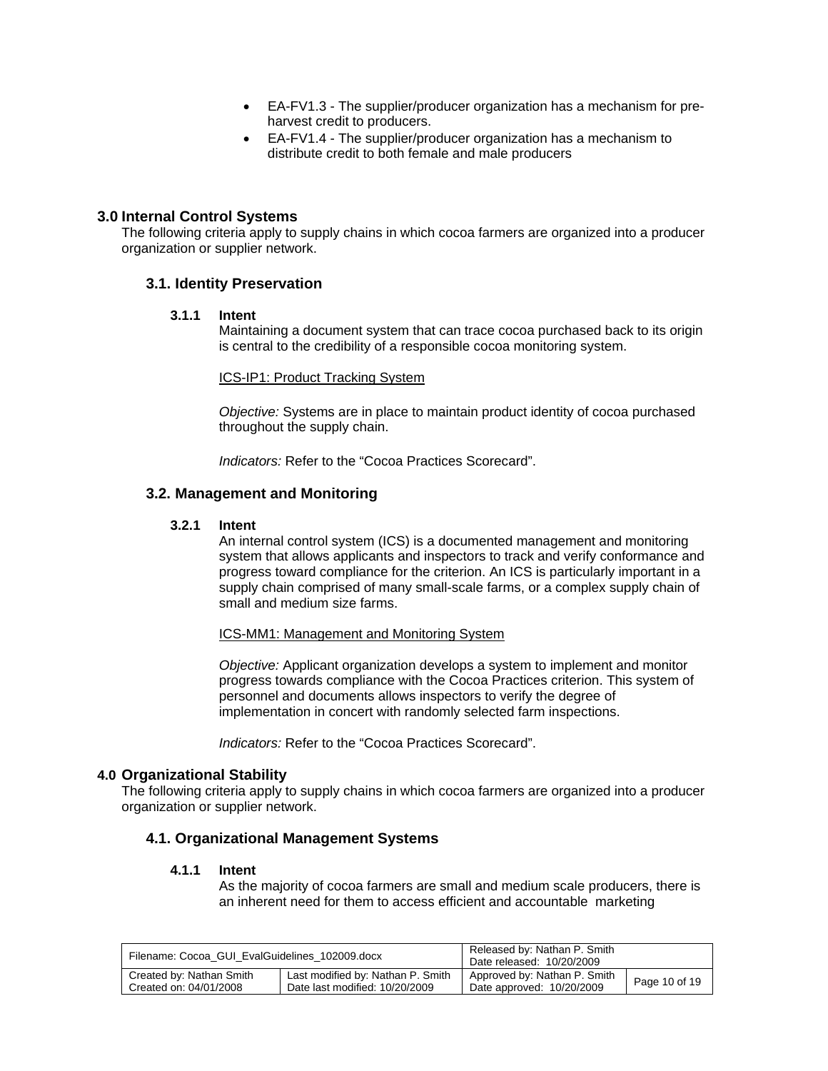- EA-FV1.3 - The supplier/producer organization has a mechanism for pre-harvest credit to producers.
- EA-FV1.4 - The supplier/producer organization has a mechanism to distribute credit to both female and male producers

## 3.0 Internal Control Systems

The following criteria apply to supply chains in which cocoa farmers are organized into a producer organization or supplier network.

### 3.1. Identity Preservation

#### 3.1.1 Intent

Maintaining a document system that can trace cocoa purchased back to its origin is central to the credibility of a responsible cocoa monitoring system.

ICS-IP1: Product Tracking System

*Objective:* Systems are in place to maintain product identity of cocoa purchased throughout the supply chain.

*Indicators:* Refer to the "Cocoa Practices Scorecard".

### 3.2. Management and Monitoring

#### 3.2.1 Intent

An internal control system (ICS) is a documented management and monitoring system that allows applicants and inspectors to track and verify conformance and progress toward compliance for the criterion. An ICS is particularly important in a supply chain comprised of many small-scale farms, or a complex supply chain of small and medium size farms.

ICS-MM1: Management and Monitoring System

*Objective:* Applicant organization develops a system to implement and monitor progress towards compliance with the Cocoa Practices criterion. This system of personnel and documents allows inspectors to verify the degree of implementation in concert with randomly selected farm inspections.

*Indicators:* Refer to the "Cocoa Practices Scorecard".

## 4.0 Organizational Stability

The following criteria apply to supply chains in which cocoa farmers are organized into a producer organization or supplier network.

### 4.1. Organizational Management Systems

#### 4.1.1 Intent

As the majority of cocoa farmers are small and medium scale producers, there is an inherent need for them to access efficient and accountable marketing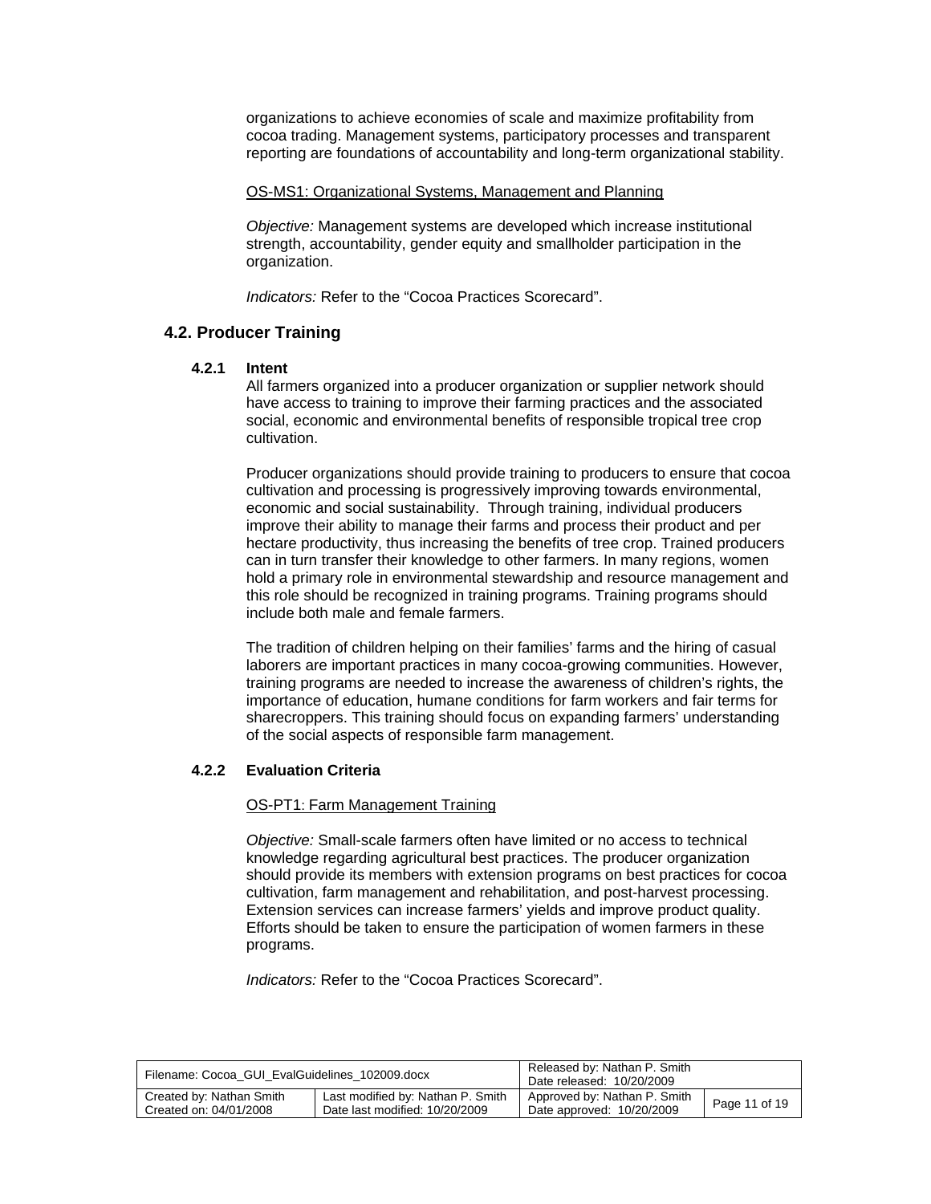organizations to achieve economies of scale and maximize profitability from cocoa trading. Management systems, participatory processes and transparent reporting are foundations of accountability and long-term organizational stability.

<u>OS-MS1: Organizational Systems, Management and Planning</u>

*Objective:* Management systems are developed which increase institutional strength, accountability, gender equity and smallholder participation in the organization.

*Indicators:* Refer to the "Cocoa Practices Scorecard".

## 4.2. Producer Training

### 4.2.1 Intent

All farmers organized into a producer organization or supplier network should have access to training to improve their farming practices and the associated social, economic and environmental benefits of responsible tropical tree crop cultivation.

Producer organizations should provide training to producers to ensure that cocoa cultivation and processing is progressively improving towards environmental, economic and social sustainability. Through training, individual producers improve their ability to manage their farms and process their product and per hectare productivity, thus increasing the benefits of tree crop. Trained producers can in turn transfer their knowledge to other farmers. In many regions, women hold a primary role in environmental stewardship and resource management and this role should be recognized in training programs. Training programs should include both male and female farmers.

The tradition of children helping on their families' farms and the hiring of casual laborers are important practices in many cocoa-growing communities. However, training programs are needed to increase the awareness of children's rights, the importance of education, humane conditions for farm workers and fair terms for sharecroppers. This training should focus on expanding farmers' understanding of the social aspects of responsible farm management.

### 4.2.2 Evaluation Criteria

<u>OS-PT1: Farm Management Training</u>

*Objective:* Small-scale farmers often have limited or no access to technical knowledge regarding agricultural best practices. The producer organization should provide its members with extension programs on best practices for cocoa cultivation, farm management and rehabilitation, and post-harvest processing. Extension services can increase farmers' yields and improve product quality. Efforts should be taken to ensure the participation of women farmers in these programs.

*Indicators:* Refer to the "Cocoa Practices Scorecard".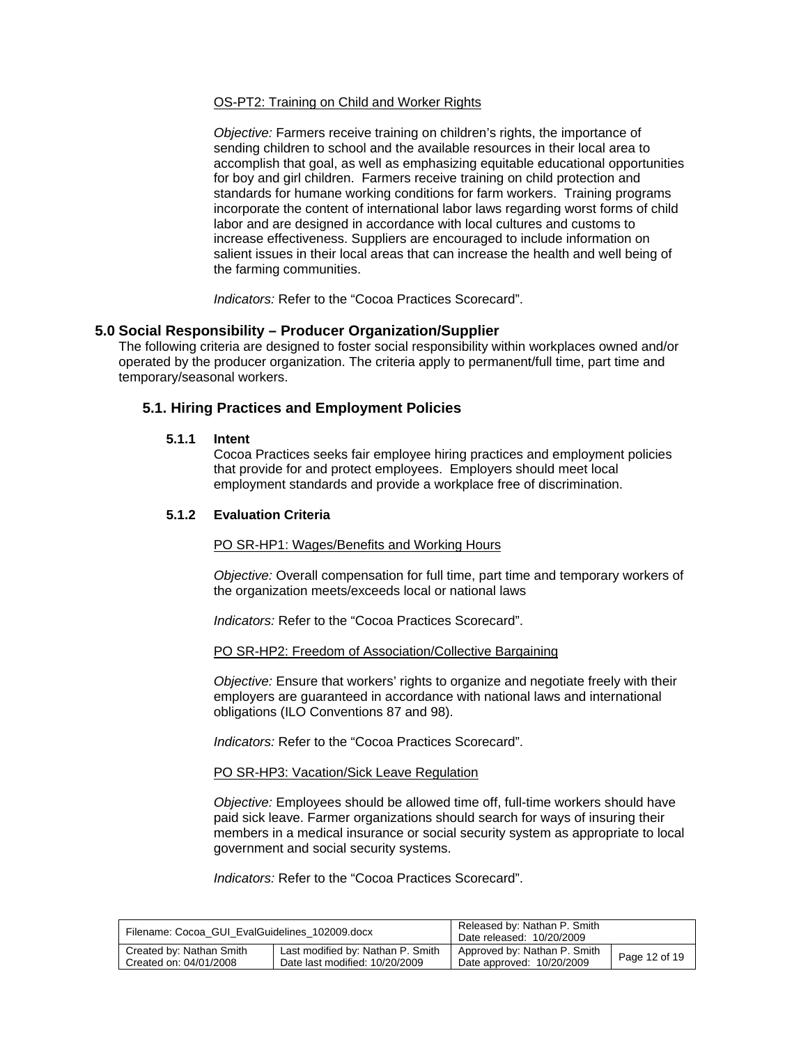OS-PT2: Training on Child and Worker Rights

*Objective:* Farmers receive training on children's rights, the importance of sending children to school and the available resources in their local area to accomplish that goal, as well as emphasizing equitable educational opportunities for boy and girl children. Farmers receive training on child protection and standards for humane working conditions for farm workers. Training programs incorporate the content of international labor laws regarding worst forms of child labor and are designed in accordance with local cultures and customs to increase effectiveness. Suppliers are encouraged to include information on salient issues in their local areas that can increase the health and well being of the farming communities.

*Indicators:* Refer to the "Cocoa Practices Scorecard".

## 5.0 Social Responsibility – Producer Organization/Supplier

The following criteria are designed to foster social responsibility within workplaces owned and/or operated by the producer organization. The criteria apply to permanent/full time, part time and temporary/seasonal workers.

### 5.1. Hiring Practices and Employment Policies

#### 5.1.1 Intent

Cocoa Practices seeks fair employee hiring practices and employment policies that provide for and protect employees. Employers should meet local employment standards and provide a workplace free of discrimination.

#### 5.1.2 Evaluation Criteria

PO SR-HP1: Wages/Benefits and Working Hours

*Objective:* Overall compensation for full time, part time and temporary workers of the organization meets/exceeds local or national laws

*Indicators:* Refer to the "Cocoa Practices Scorecard".

PO SR-HP2: Freedom of Association/Collective Bargaining

*Objective:* Ensure that workers' rights to organize and negotiate freely with their employers are guaranteed in accordance with national laws and international obligations (ILO Conventions 87 and 98).

*Indicators:* Refer to the "Cocoa Practices Scorecard".

PO SR-HP3: Vacation/Sick Leave Regulation

*Objective:* Employees should be allowed time off, full-time workers should have paid sick leave. Farmer organizations should search for ways of insuring their members in a medical insurance or social security system as appropriate to local government and social security systems.

*Indicators:* Refer to the "Cocoa Practices Scorecard".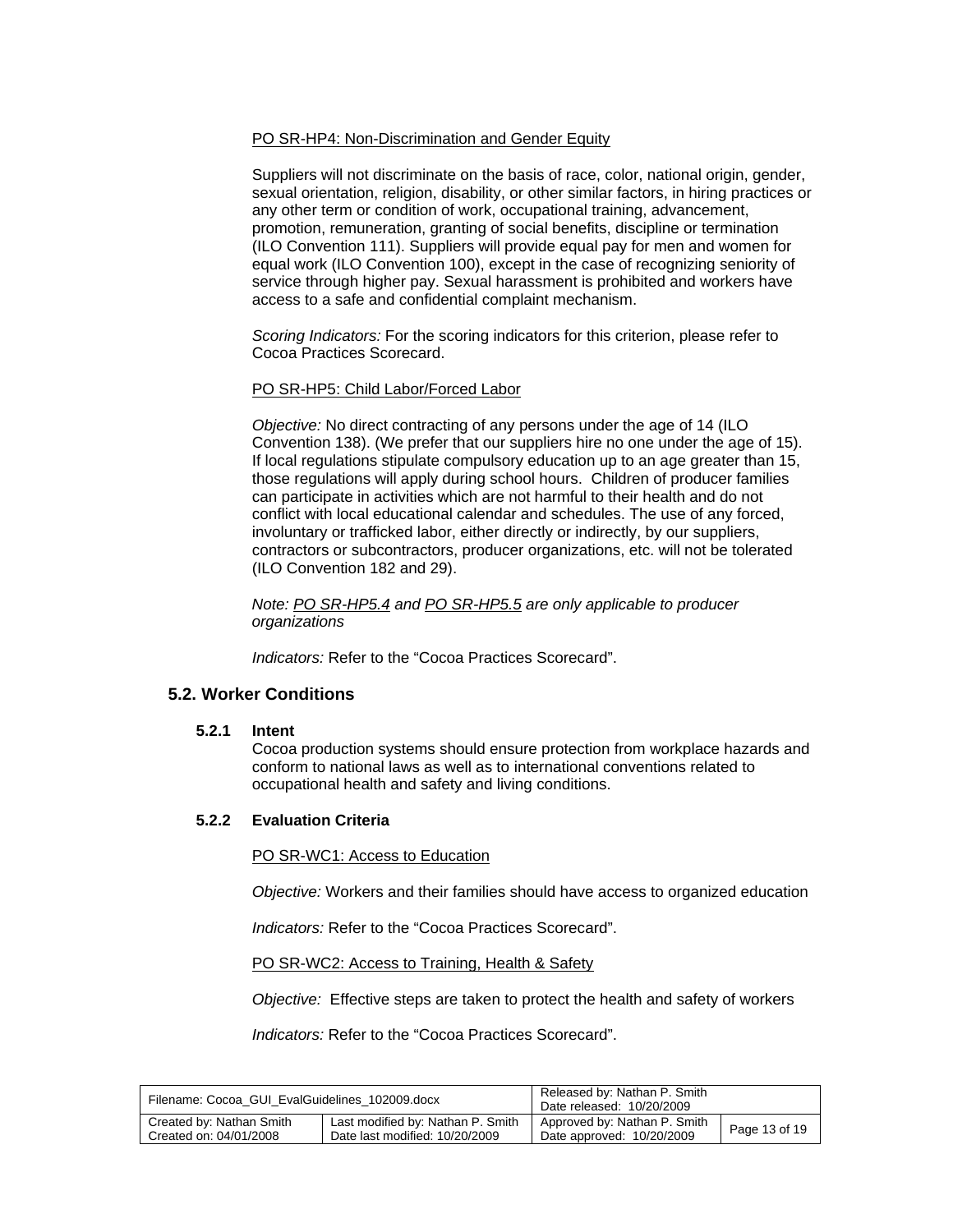PO SR-HP4: Non-Discrimination and Gender Equity

Suppliers will not discriminate on the basis of race, color, national origin, gender, sexual orientation, religion, disability, or other similar factors, in hiring practices or any other term or condition of work, occupational training, advancement, promotion, remuneration, granting of social benefits, discipline or termination (ILO Convention 111). Suppliers will provide equal pay for men and women for equal work (ILO Convention 100), except in the case of recognizing seniority of service through higher pay. Sexual harassment is prohibited and workers have access to a safe and confidential complaint mechanism.

*Scoring Indicators:* For the scoring indicators for this criterion, please refer to Cocoa Practices Scorecard.

PO SR-HP5: Child Labor/Forced Labor

*Objective:* No direct contracting of any persons under the age of 14 (ILO Convention 138). (We prefer that our suppliers hire no one under the age of 15). If local regulations stipulate compulsory education up to an age greater than 15, those regulations will apply during school hours. Children of producer families can participate in activities which are not harmful to their health and do not conflict with local educational calendar and schedules. The use of any forced, involuntary or trafficked labor, either directly or indirectly, by our suppliers, contractors or subcontractors, producer organizations, etc. will not be tolerated (ILO Convention 182 and 29).

*Note: PO SR-HP5.4 and PO SR-HP5.5 are only applicable to producer organizations*

*Indicators:* Refer to the "Cocoa Practices Scorecard".

## 5.2. Worker Conditions

### 5.2.1 Intent

Cocoa production systems should ensure protection from workplace hazards and conform to national laws as well as to international conventions related to occupational health and safety and living conditions.

### 5.2.2 Evaluation Criteria

PO SR-WC1: Access to Education

*Objective:* Workers and their families should have access to organized education

*Indicators:* Refer to the "Cocoa Practices Scorecard".

PO SR-WC2: Access to Training, Health & Safety

*Objective:* Effective steps are taken to protect the health and safety of workers

*Indicators:* Refer to the "Cocoa Practices Scorecard".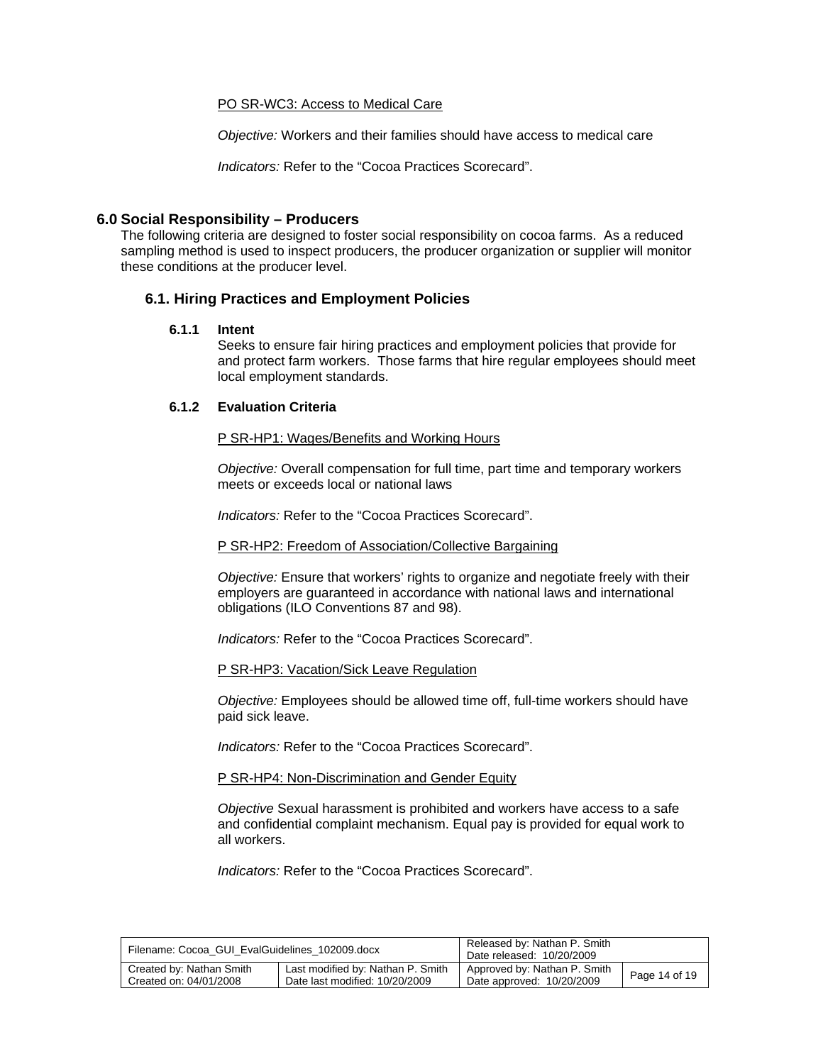PO SR-WC3: Access to Medical Care

*Objective:* Workers and their families should have access to medical care

*Indicators:* Refer to the "Cocoa Practices Scorecard".

## 6.0 Social Responsibility – Producers

The following criteria are designed to foster social responsibility on cocoa farms. As a reduced sampling method is used to inspect producers, the producer organization or supplier will monitor these conditions at the producer level.

### 6.1. Hiring Practices and Employment Policies

#### 6.1.1 Intent

Seeks to ensure fair hiring practices and employment policies that provide for and protect farm workers. Those farms that hire regular employees should meet local employment standards.

#### 6.1.2 Evaluation Criteria

P SR-HP1: Wages/Benefits and Working Hours

*Objective:* Overall compensation for full time, part time and temporary workers meets or exceeds local or national laws

*Indicators:* Refer to the "Cocoa Practices Scorecard".

P SR-HP2: Freedom of Association/Collective Bargaining

*Objective:* Ensure that workers' rights to organize and negotiate freely with their employers are guaranteed in accordance with national laws and international obligations (ILO Conventions 87 and 98).

*Indicators:* Refer to the "Cocoa Practices Scorecard".

P SR-HP3: Vacation/Sick Leave Regulation

*Objective:* Employees should be allowed time off, full-time workers should have paid sick leave.

*Indicators:* Refer to the "Cocoa Practices Scorecard".

P SR-HP4: Non-Discrimination and Gender Equity

*Objective* Sexual harassment is prohibited and workers have access to a safe and confidential complaint mechanism. Equal pay is provided for equal work to all workers.

*Indicators:* Refer to the "Cocoa Practices Scorecard".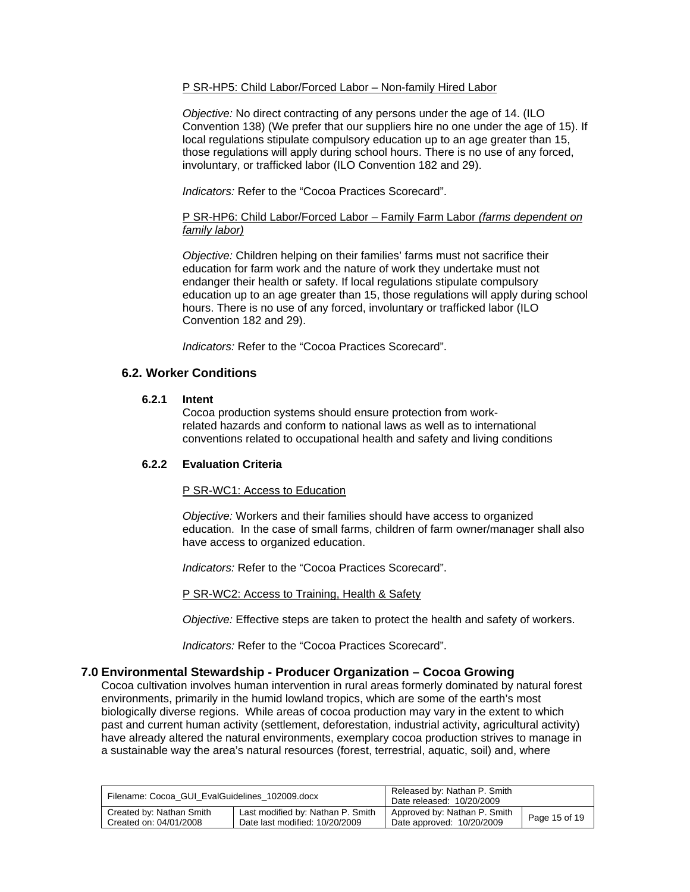P SR-HP5: Child Labor/Forced Labor – Non-family Hired Labor

*Objective:* No direct contracting of any persons under the age of 14. (ILO Convention 138) (We prefer that our suppliers hire no one under the age of 15). If local regulations stipulate compulsory education up to an age greater than 15, those regulations will apply during school hours. There is no use of any forced, involuntary, or trafficked labor (ILO Convention 182 and 29).

*Indicators:* Refer to the "Cocoa Practices Scorecard".

P SR-HP6: Child Labor/Forced Labor – Family Farm Labor *(farms dependent on family labor)*

*Objective:* Children helping on their families' farms must not sacrifice their education for farm work and the nature of work they undertake must not endanger their health or safety. If local regulations stipulate compulsory education up to an age greater than 15, those regulations will apply during school hours. There is no use of any forced, involuntary or trafficked labor (ILO Convention 182 and 29).

*Indicators:* Refer to the "Cocoa Practices Scorecard".

### 6.2. Worker Conditions

#### 6.2.1 Intent

Cocoa production systems should ensure protection from work-related hazards and conform to national laws as well as to international conventions related to occupational health and safety and living conditions

#### 6.2.2 Evaluation Criteria

P SR-WC1: Access to Education

*Objective:* Workers and their families should have access to organized education. In the case of small farms, children of farm owner/manager shall also have access to organized education.

*Indicators:* Refer to the "Cocoa Practices Scorecard".

P SR-WC2: Access to Training, Health & Safety

*Objective:* Effective steps are taken to protect the health and safety of workers.

*Indicators:* Refer to the "Cocoa Practices Scorecard".

## 7.0 Environmental Stewardship - Producer Organization – Cocoa Growing

Cocoa cultivation involves human intervention in rural areas formerly dominated by natural forest environments, primarily in the humid lowland tropics, which are some of the earth's most biologically diverse regions. While areas of cocoa production may vary in the extent to which past and current human activity (settlement, deforestation, industrial activity, agricultural activity) have already altered the natural environments, exemplary cocoa production strives to manage in a sustainable way the area's natural resources (forest, terrestrial, aquatic, soil) and, where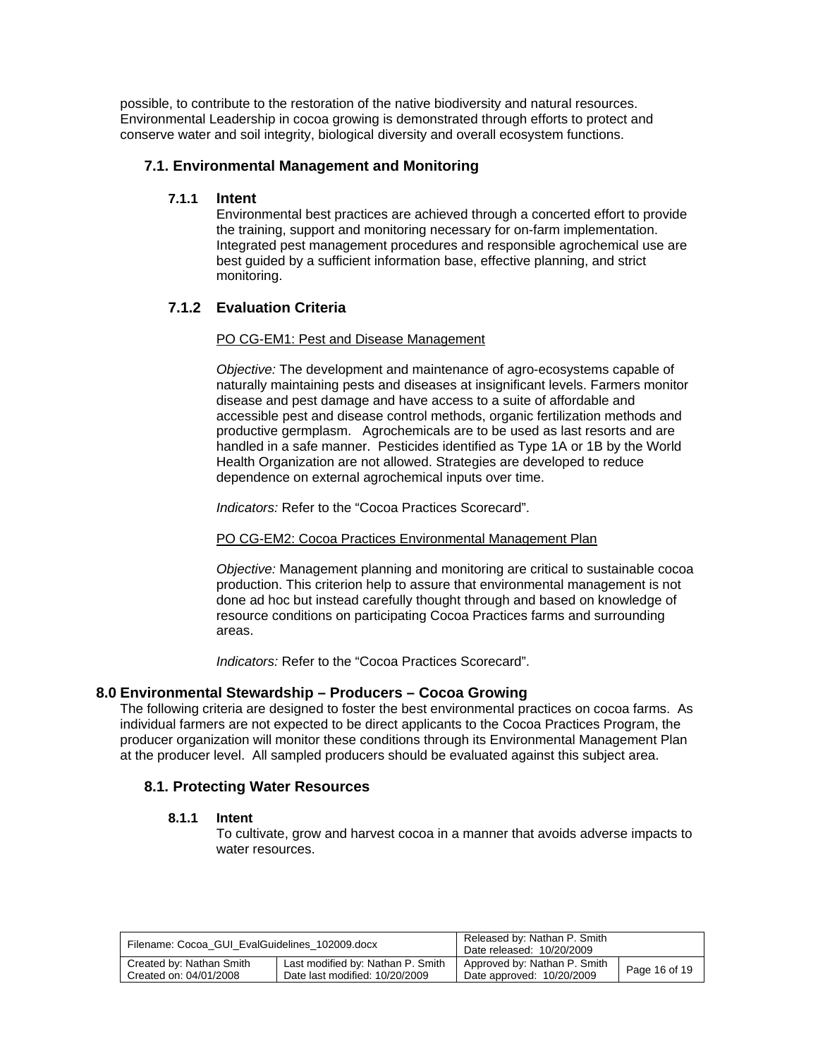possible, to contribute to the restoration of the native biodiversity and natural resources. Environmental Leadership in cocoa growing is demonstrated through efforts to protect and conserve water and soil integrity, biological diversity and overall ecosystem functions.

## 7.1. Environmental Management and Monitoring

### 7.1.1 Intent

Environmental best practices are achieved through a concerted effort to provide the training, support and monitoring necessary for on-farm implementation. Integrated pest management procedures and responsible agrochemical use are best guided by a sufficient information base, effective planning, and strict monitoring.

### 7.1.2 Evaluation Criteria

PO CG-EM1: Pest and Disease Management

*Objective:* The development and maintenance of agro-ecosystems capable of naturally maintaining pests and diseases at insignificant levels. Farmers monitor disease and pest damage and have access to a suite of affordable and accessible pest and disease control methods, organic fertilization methods and productive germplasm. Agrochemicals are to be used as last resorts and are handled in a safe manner. Pesticides identified as Type 1A or 1B by the World Health Organization are not allowed. Strategies are developed to reduce dependence on external agrochemical inputs over time.

*Indicators:* Refer to the "Cocoa Practices Scorecard".

PO CG-EM2: Cocoa Practices Environmental Management Plan

*Objective:* Management planning and monitoring are critical to sustainable cocoa production. This criterion help to assure that environmental management is not done ad hoc but instead carefully thought through and based on knowledge of resource conditions on participating Cocoa Practices farms and surrounding areas.

*Indicators:* Refer to the "Cocoa Practices Scorecard".

# 8.0 Environmental Stewardship – Producers – Cocoa Growing

The following criteria are designed to foster the best environmental practices on cocoa farms. As individual farmers are not expected to be direct applicants to the Cocoa Practices Program, the producer organization will monitor these conditions through its Environmental Management Plan at the producer level. All sampled producers should be evaluated against this subject area.

## 8.1. Protecting Water Resources

### 8.1.1 Intent

To cultivate, grow and harvest cocoa in a manner that avoids adverse impacts to water resources.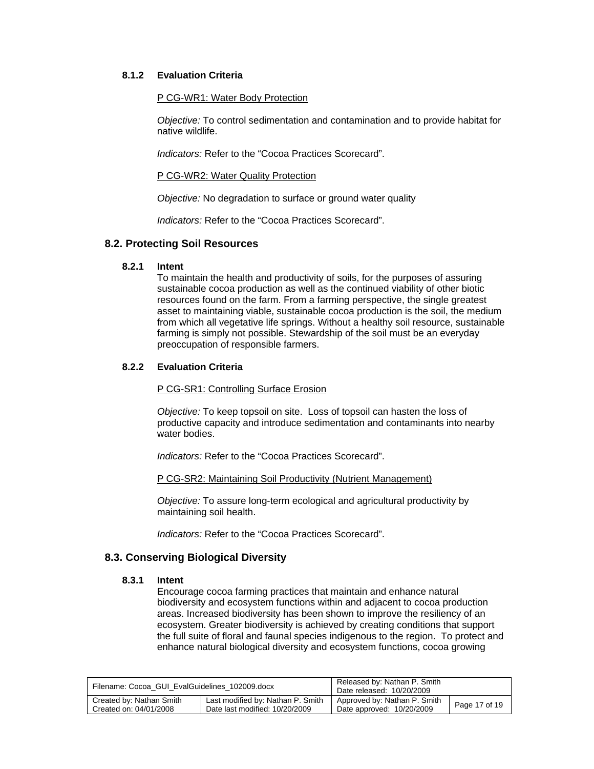#### 8.1.2 Evaluation Criteria

P CG-WR1: Water Body Protection

*Objective:* To control sedimentation and contamination and to provide habitat for native wildlife.

*Indicators:* Refer to the "Cocoa Practices Scorecard".

P CG-WR2: Water Quality Protection

*Objective:* No degradation to surface or ground water quality

*Indicators:* Refer to the "Cocoa Practices Scorecard".

### 8.2. Protecting Soil Resources

#### 8.2.1 Intent

To maintain the health and productivity of soils, for the purposes of assuring sustainable cocoa production as well as the continued viability of other biotic resources found on the farm. From a farming perspective, the single greatest asset to maintaining viable, sustainable cocoa production is the soil, the medium from which all vegetative life springs. Without a healthy soil resource, sustainable farming is simply not possible. Stewardship of the soil must be an everyday preoccupation of responsible farmers.

#### 8.2.2 Evaluation Criteria

P CG-SR1: Controlling Surface Erosion

*Objective:* To keep topsoil on site. Loss of topsoil can hasten the loss of productive capacity and introduce sedimentation and contaminants into nearby water bodies.

*Indicators:* Refer to the "Cocoa Practices Scorecard".

P CG-SR2: Maintaining Soil Productivity (Nutrient Management)

*Objective:* To assure long-term ecological and agricultural productivity by maintaining soil health.

*Indicators:* Refer to the "Cocoa Practices Scorecard".

### 8.3. Conserving Biological Diversity

#### 8.3.1 Intent

Encourage cocoa farming practices that maintain and enhance natural biodiversity and ecosystem functions within and adjacent to cocoa production areas. Increased biodiversity has been shown to improve the resiliency of an ecosystem. Greater biodiversity is achieved by creating conditions that support the full suite of floral and faunal species indigenous to the region. To protect and enhance natural biological diversity and ecosystem functions, cocoa growing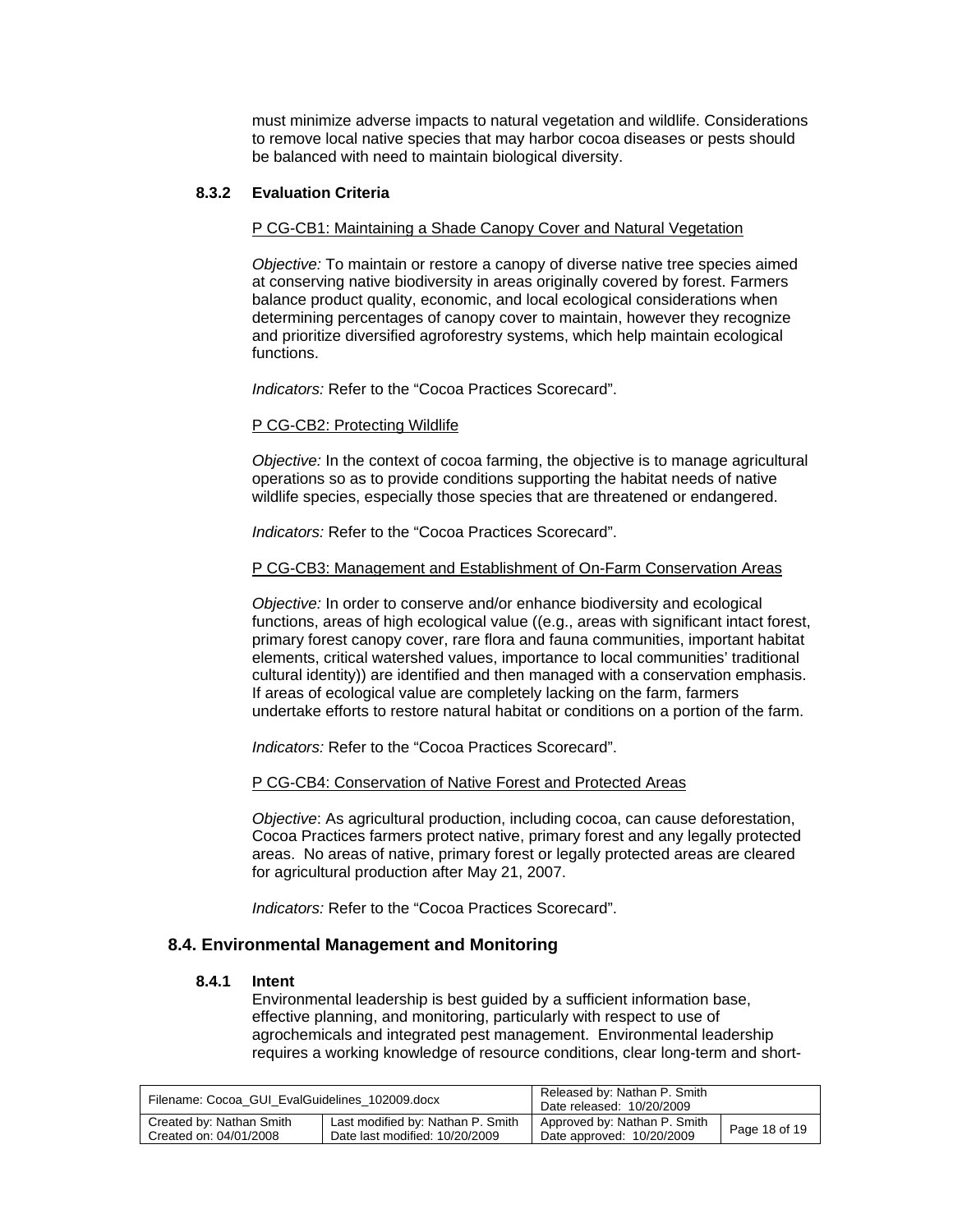must minimize adverse impacts to natural vegetation and wildlife. Considerations to remove local native species that may harbor cocoa diseases or pests should be balanced with need to maintain biological diversity.

#### 8.3.2 Evaluation Criteria

<u>P CG-CB1: Maintaining a Shade Canopy Cover and Natural Vegetation</u>

*Objective:* To maintain or restore a canopy of diverse native tree species aimed at conserving native biodiversity in areas originally covered by forest. Farmers balance product quality, economic, and local ecological considerations when determining percentages of canopy cover to maintain, however they recognize and prioritize diversified agroforestry systems, which help maintain ecological functions.

*Indicators:* Refer to the "Cocoa Practices Scorecard".

<u>P CG-CB2: Protecting Wildlife</u>

*Objective:* In the context of cocoa farming, the objective is to manage agricultural operations so as to provide conditions supporting the habitat needs of native wildlife species, especially those species that are threatened or endangered.

*Indicators:* Refer to the "Cocoa Practices Scorecard".

<u>P CG-CB3: Management and Establishment of On-Farm Conservation Areas</u>

*Objective:* In order to conserve and/or enhance biodiversity and ecological functions, areas of high ecological value ((e.g., areas with significant intact forest, primary forest canopy cover, rare flora and fauna communities, important habitat elements, critical watershed values, importance to local communities' traditional cultural identity)) are identified and then managed with a conservation emphasis. If areas of ecological value are completely lacking on the farm, farmers undertake efforts to restore natural habitat or conditions on a portion of the farm.

*Indicators:* Refer to the "Cocoa Practices Scorecard".

<u>P CG-CB4: Conservation of Native Forest and Protected Areas</u>

*Objective*: As agricultural production, including cocoa, can cause deforestation, Cocoa Practices farmers protect native, primary forest and any legally protected areas. No areas of native, primary forest or legally protected areas are cleared for agricultural production after May 21, 2007.

*Indicators:* Refer to the "Cocoa Practices Scorecard".

### 8.4. Environmental Management and Monitoring

#### 8.4.1 Intent

Environmental leadership is best guided by a sufficient information base, effective planning, and monitoring, particularly with respect to use of agrochemicals and integrated pest management. Environmental leadership requires a working knowledge of resource conditions, clear long-term and short-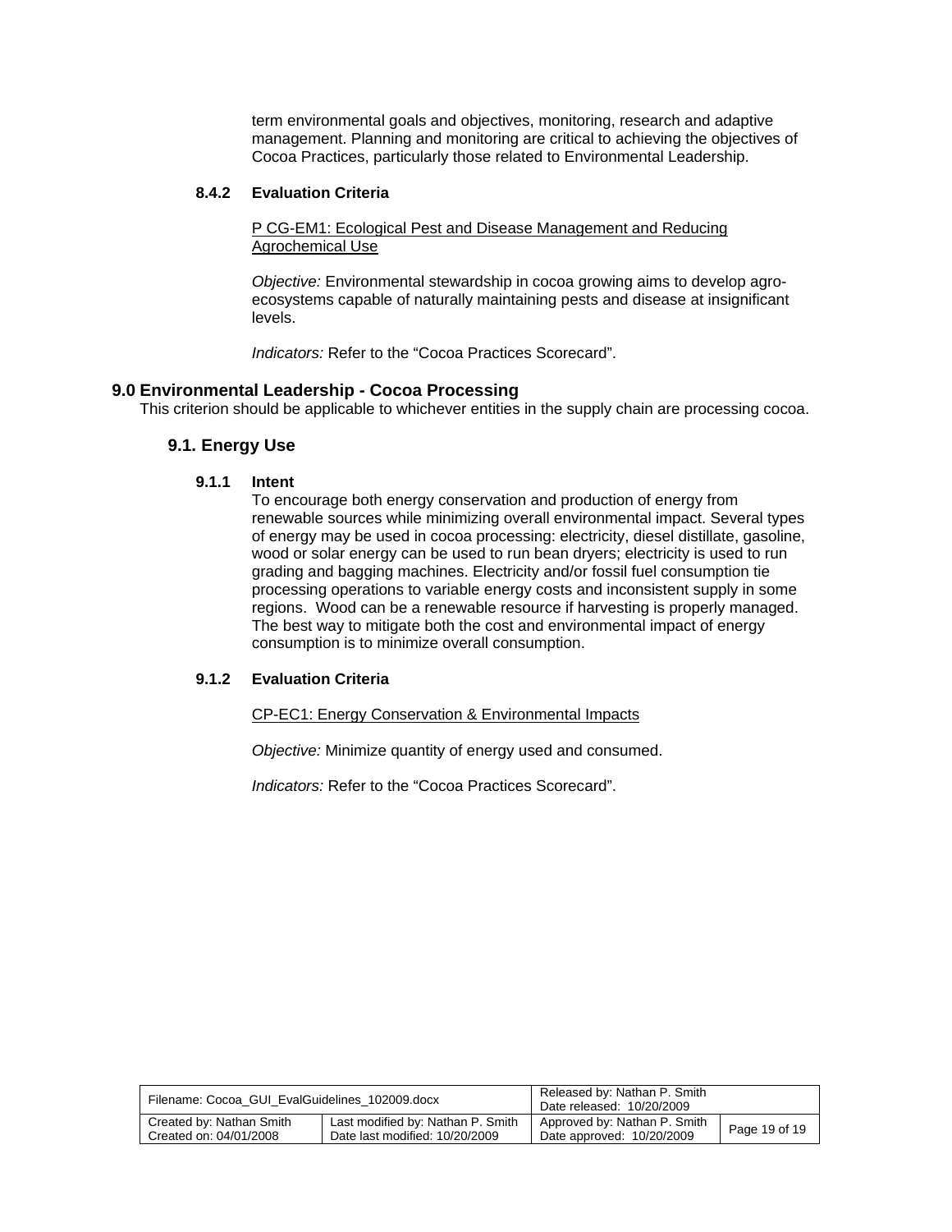term environmental goals and objectives, monitoring, research and adaptive management. Planning and monitoring are critical to achieving the objectives of Cocoa Practices, particularly those related to Environmental Leadership.

#### 8.4.2 Evaluation Criteria

P CG-EM1: Ecological Pest and Disease Management and Reducing Agrochemical Use

*Objective:* Environmental stewardship in cocoa growing aims to develop agro-ecosystems capable of naturally maintaining pests and disease at insignificant levels.

*Indicators:* Refer to the “Cocoa Practices Scorecard”.

## 9.0 Environmental Leadership - Cocoa Processing

This criterion should be applicable to whichever entities in the supply chain are processing cocoa.

### 9.1. Energy Use

#### 9.1.1 Intent

To encourage both energy conservation and production of energy from renewable sources while minimizing overall environmental impact. Several types of energy may be used in cocoa processing: electricity, diesel distillate, gasoline, wood or solar energy can be used to run bean dryers; electricity is used to run grading and bagging machines. Electricity and/or fossil fuel consumption tie processing operations to variable energy costs and inconsistent supply in some regions. Wood can be a renewable resource if harvesting is properly managed. The best way to mitigate both the cost and environmental impact of energy consumption is to minimize overall consumption.

#### 9.1.2 Evaluation Criteria

CP-EC1: Energy Conservation & Environmental Impacts

*Objective:* Minimize quantity of energy used and consumed.

*Indicators:* Refer to the “Cocoa Practices Scorecard”.